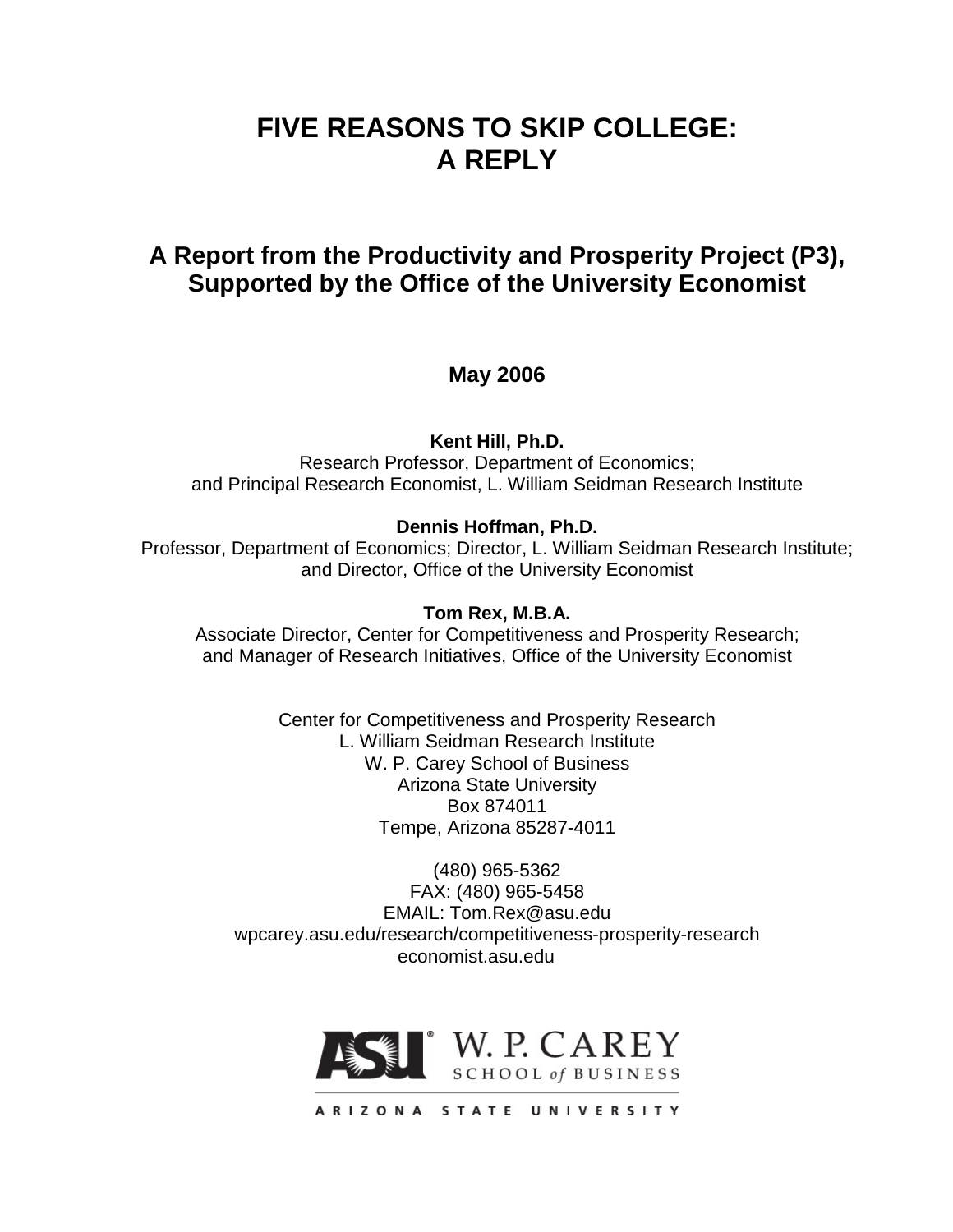# FIVE REASONS TO SKIP COLLEGE: A REPLY

## A Report from the Productivity and Prosperity Project (P3), Supported by the Office of the University Economist

**May 2006**

**Kent Hill, Ph.D.**
Research Professor, Department of Economics;
and Principal Research Economist, L. William Seidman Research Institute

**Dennis Hoffman, Ph.D.**
Professor, Department of Economics; Director, L. William Seidman Research Institute;
and Director, Office of the University Economist

**Tom Rex, M.B.A.**
Associate Director, Center for Competitiveness and Prosperity Research;
and Manager of Research Initiatives, Office of the University Economist

Center for Competitiveness and Prosperity Research
L. William Seidman Research Institute
W. P. Carey School of Business
Arizona State University
Box 874011
Tempe, Arizona 85287-4011

(480) 965-5362
FAX: (480) 965-5458
EMAIL: Tom.Rex@asu.edu
wpcarey.asu.edu/research/competitiveness-prosperity-research
economist.asu.edu

ASU W. P. CAREY SCHOOL of BUSINESS
ARIZONA STATE UNIVERSITY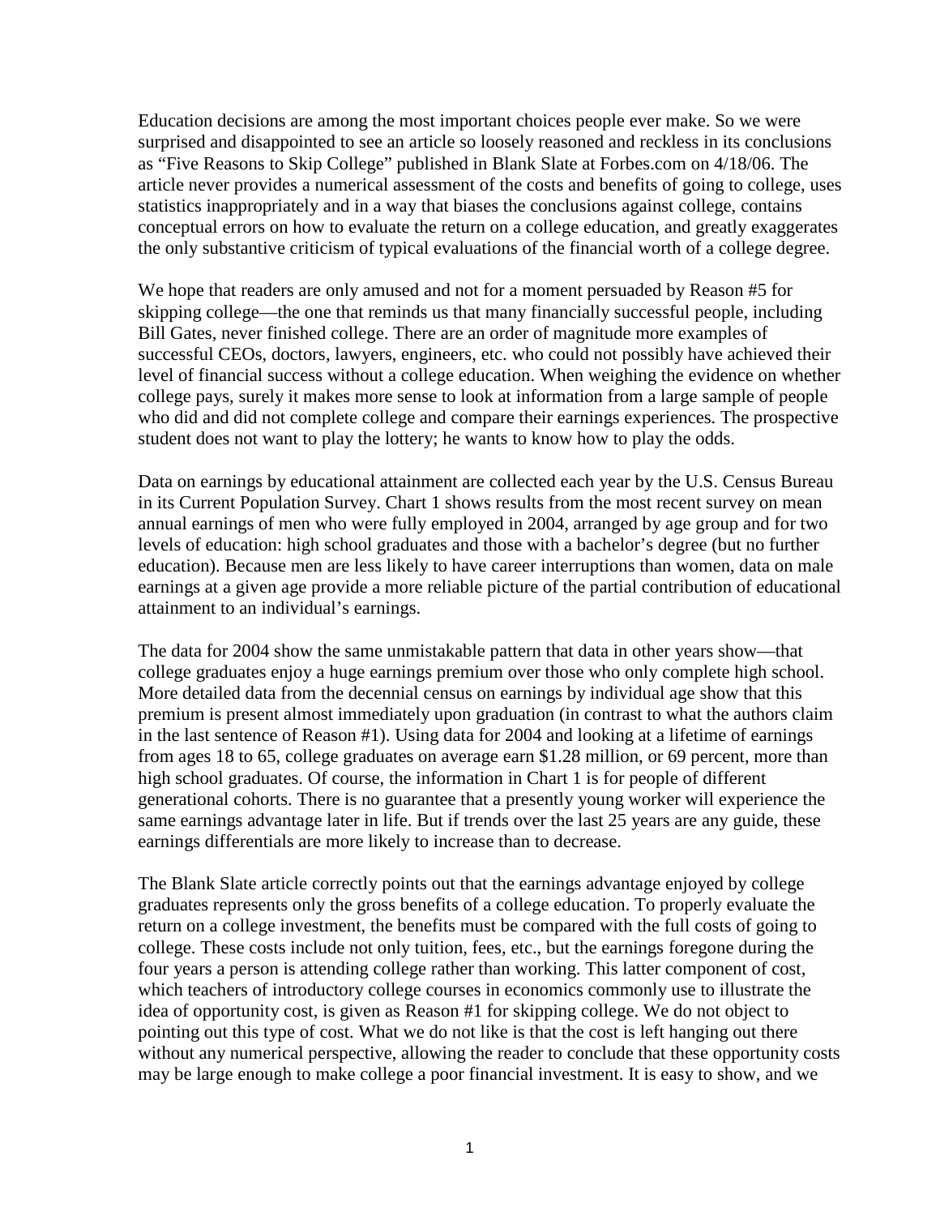Education decisions are among the most important choices people ever make. So we were surprised and disappointed to see an article so loosely reasoned and reckless in its conclusions as "Five Reasons to Skip College" published in Blank Slate at Forbes.com on 4/18/06. The article never provides a numerical assessment of the costs and benefits of going to college, uses statistics inappropriately and in a way that biases the conclusions against college, contains conceptual errors on how to evaluate the return on a college education, and greatly exaggerates the only substantive criticism of typical evaluations of the financial worth of a college degree.

We hope that readers are only amused and not for a moment persuaded by Reason #5 for skipping college—the one that reminds us that many financially successful people, including Bill Gates, never finished college. There are an order of magnitude more examples of successful CEOs, doctors, lawyers, engineers, etc. who could not possibly have achieved their level of financial success without a college education. When weighing the evidence on whether college pays, surely it makes more sense to look at information from a large sample of people who did and did not complete college and compare their earnings experiences. The prospective student does not want to play the lottery; he wants to know how to play the odds.

Data on earnings by educational attainment are collected each year by the U.S. Census Bureau in its Current Population Survey. Chart 1 shows results from the most recent survey on mean annual earnings of men who were fully employed in 2004, arranged by age group and for two levels of education: high school graduates and those with a bachelor's degree (but no further education). Because men are less likely to have career interruptions than women, data on male earnings at a given age provide a more reliable picture of the partial contribution of educational attainment to an individual's earnings.

The data for 2004 show the same unmistakable pattern that data in other years show—that college graduates enjoy a huge earnings premium over those who only complete high school. More detailed data from the decennial census on earnings by individual age show that this premium is present almost immediately upon graduation (in contrast to what the authors claim in the last sentence of Reason #1). Using data for 2004 and looking at a lifetime of earnings from ages 18 to 65, college graduates on average earn \$1.28 million, or 69 percent, more than high school graduates. Of course, the information in Chart 1 is for people of different generational cohorts. There is no guarantee that a presently young worker will experience the same earnings advantage later in life. But if trends over the last 25 years are any guide, these earnings differentials are more likely to increase than to decrease.

The Blank Slate article correctly points out that the earnings advantage enjoyed by college graduates represents only the gross benefits of a college education. To properly evaluate the return on a college investment, the benefits must be compared with the full costs of going to college. These costs include not only tuition, fees, etc., but the earnings foregone during the four years a person is attending college rather than working. This latter component of cost, which teachers of introductory college courses in economics commonly use to illustrate the idea of opportunity cost, is given as Reason #1 for skipping college. We do not object to pointing out this type of cost. What we do not like is that the cost is left hanging out there without any numerical perspective, allowing the reader to conclude that these opportunity costs may be large enough to make college a poor financial investment. It is easy to show, and we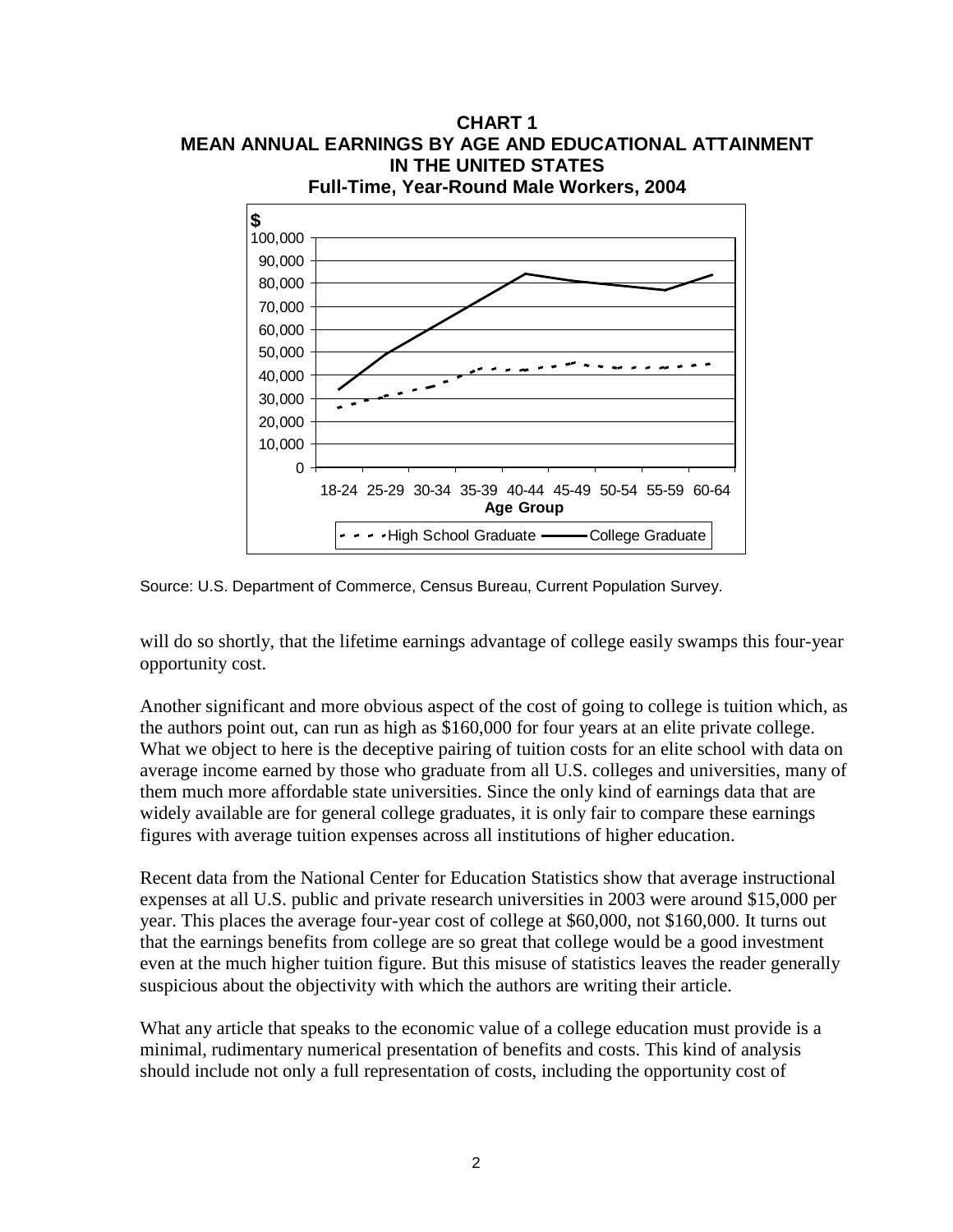**CHART 1**
**MEAN ANNUAL EARNINGS BY AGE AND EDUCATIONAL ATTAINMENT IN THE UNITED STATES**
**Full-Time, Year-Round Male Workers, 2004**

Source: U.S. Department of Commerce, Census Bureau, Current Population Survey.

will do so shortly, that the lifetime earnings advantage of college easily swamps this four-year opportunity cost.

Another significant and more obvious aspect of the cost of going to college is tuition which, as the authors point out, can run as high as $160,000 for four years at an elite private college. What we object to here is the deceptive pairing of tuition costs for an elite school with data on average income earned by those who graduate from all U.S. colleges and universities, many of them much more affordable state universities. Since the only kind of earnings data that are widely available are for general college graduates, it is only fair to compare these earnings figures with average tuition expenses across all institutions of higher education.

Recent data from the National Center for Education Statistics show that average instructional expenses at all U.S. public and private research universities in 2003 were around $15,000 per year. This places the average four-year cost of college at $60,000, not $160,000. It turns out that the earnings benefits from college are so great that college would be a good investment even at the much higher tuition figure. But this misuse of statistics leaves the reader generally suspicious about the objectivity with which the authors are writing their article.

What any article that speaks to the economic value of a college education must provide is a minimal, rudimentary numerical presentation of benefits and costs. This kind of analysis should include not only a full representation of costs, including the opportunity cost of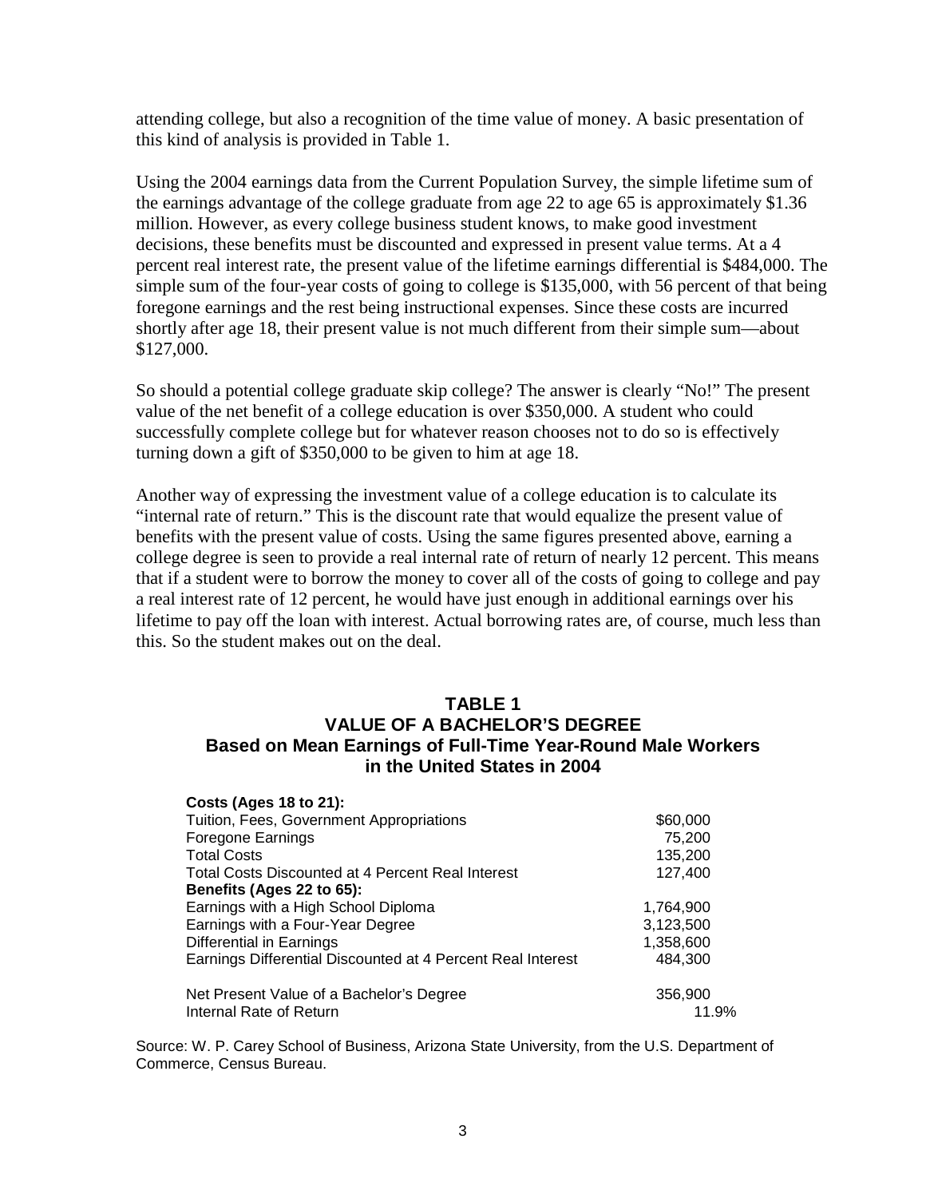attending college, but also a recognition of the time value of money. A basic presentation of this kind of analysis is provided in Table 1.

Using the 2004 earnings data from the Current Population Survey, the simple lifetime sum of the earnings advantage of the college graduate from age 22 to age 65 is approximately $1.36 million. However, as every college business student knows, to make good investment decisions, these benefits must be discounted and expressed in present value terms. At a 4 percent real interest rate, the present value of the lifetime earnings differential is $484,000. The simple sum of the four-year costs of going to college is $135,000, with 56 percent of that being foregone earnings and the rest being instructional expenses. Since these costs are incurred shortly after age 18, their present value is not much different from their simple sum—about $127,000.

So should a potential college graduate skip college? The answer is clearly "No!" The present value of the net benefit of a college education is over $350,000. A student who could successfully complete college but for whatever reason chooses not to do so is effectively turning down a gift of $350,000 to be given to him at age 18.

Another way of expressing the investment value of a college education is to calculate its "internal rate of return." This is the discount rate that would equalize the present value of benefits with the present value of costs. Using the same figures presented above, earning a college degree is seen to provide a real internal rate of return of nearly 12 percent. This means that if a student were to borrow the money to cover all of the costs of going to college and pay a real interest rate of 12 percent, he would have just enough in additional earnings over his lifetime to pay off the loan with interest. Actual borrowing rates are, of course, much less than this. So the student makes out on the deal.

**TABLE 1**
**VALUE OF A BACHELOR'S DEGREE**
**Based on Mean Earnings of Full-Time Year-Round Male Workers in the United States in 2004**

| | |
|---|---|
| **Costs (Ages 18 to 21):** | |
| Tuition, Fees, Government Appropriations | $60,000 |
| Foregone Earnings | 75,200 |
| Total Costs | 135,200 |
| Total Costs Discounted at 4 Percent Real Interest | 127,400 |
| **Benefits (Ages 22 to 65):** | |
| Earnings with a High School Diploma | 1,764,900 |
| Earnings with a Four-Year Degree | 3,123,500 |
| Differential in Earnings | 1,358,600 |
| Earnings Differential Discounted at 4 Percent Real Interest | 484,300 |
| Net Present Value of a Bachelor's Degree | 356,900 |
| Internal Rate of Return | 11.9% |

Source: W. P. Carey School of Business, Arizona State University, from the U.S. Department of Commerce, Census Bureau.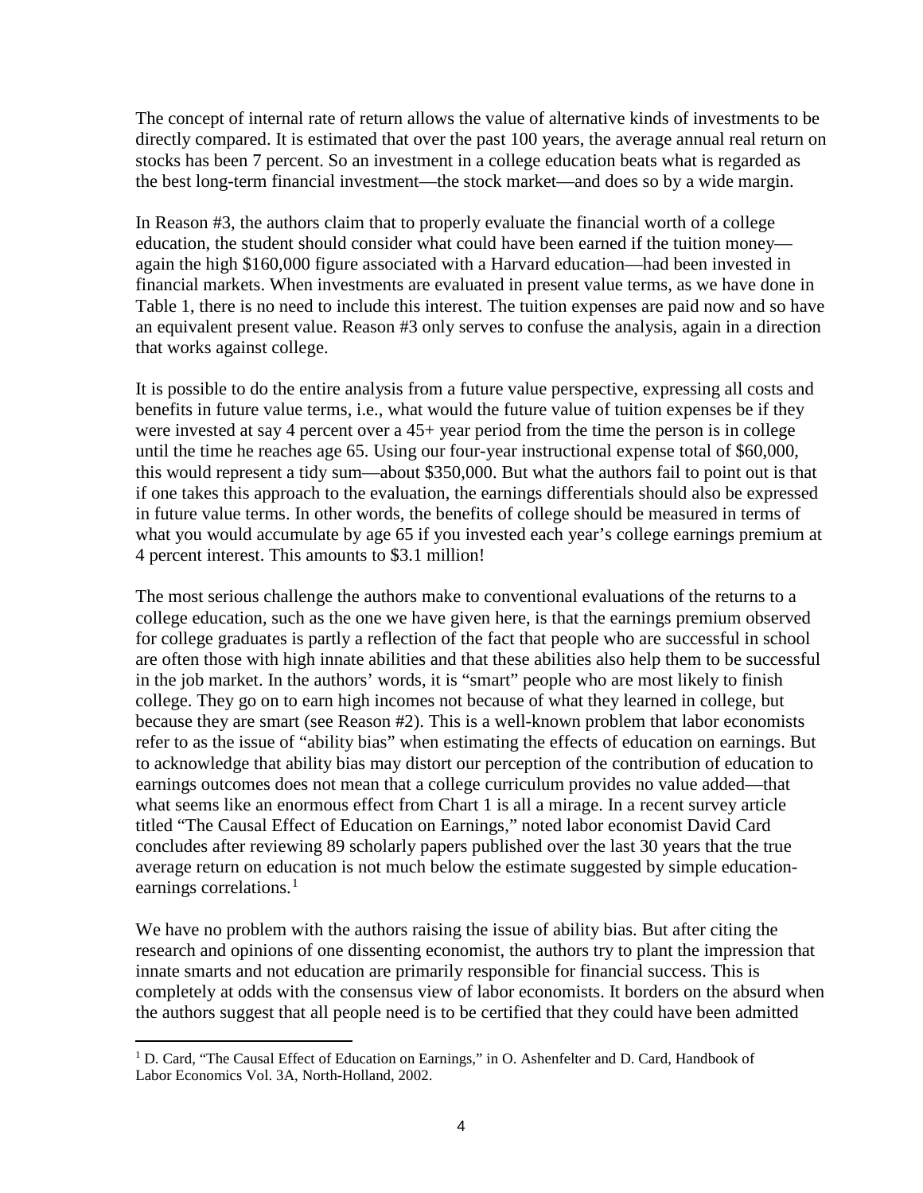The concept of internal rate of return allows the value of alternative kinds of investments to be directly compared. It is estimated that over the past 100 years, the average annual real return on stocks has been 7 percent. So an investment in a college education beats what is regarded as the best long-term financial investment—the stock market—and does so by a wide margin.

In Reason #3, the authors claim that to properly evaluate the financial worth of a college education, the student should consider what could have been earned if the tuition money—again the high $160,000 figure associated with a Harvard education—had been invested in financial markets. When investments are evaluated in present value terms, as we have done in Table 1, there is no need to include this interest. The tuition expenses are paid now and so have an equivalent present value. Reason #3 only serves to confuse the analysis, again in a direction that works against college.

It is possible to do the entire analysis from a future value perspective, expressing all costs and benefits in future value terms, i.e., what would the future value of tuition expenses be if they were invested at say 4 percent over a 45+ year period from the time the person is in college until the time he reaches age 65. Using our four-year instructional expense total of $60,000, this would represent a tidy sum—about $350,000. But what the authors fail to point out is that if one takes this approach to the evaluation, the earnings differentials should also be expressed in future value terms. In other words, the benefits of college should be measured in terms of what you would accumulate by age 65 if you invested each year's college earnings premium at 4 percent interest. This amounts to $3.1 million!

The most serious challenge the authors make to conventional evaluations of the returns to a college education, such as the one we have given here, is that the earnings premium observed for college graduates is partly a reflection of the fact that people who are successful in school are often those with high innate abilities and that these abilities also help them to be successful in the job market. In the authors' words, it is "smart" people who are most likely to finish college. They go on to earn high incomes not because of what they learned in college, but because they are smart (see Reason #2). This is a well-known problem that labor economists refer to as the issue of "ability bias" when estimating the effects of education on earnings. But to acknowledge that ability bias may distort our perception of the contribution of education to earnings outcomes does not mean that a college curriculum provides no value added—that what seems like an enormous effect from Chart 1 is all a mirage. In a recent survey article titled "The Causal Effect of Education on Earnings," noted labor economist David Card concludes after reviewing 89 scholarly papers published over the last 30 years that the true average return on education is not much below the estimate suggested by simple education-earnings correlations.[1]

We have no problem with the authors raising the issue of ability bias. But after citing the research and opinions of one dissenting economist, the authors try to plant the impression that innate smarts and not education are primarily responsible for financial success. This is completely at odds with the consensus view of labor economists. It borders on the absurd when the authors suggest that all people need is to be certified that they could have been admitted

[1] D. Card, "The Causal Effect of Education on Earnings," in O. Ashenfelter and D. Card, Handbook of Labor Economics Vol. 3A, North-Holland, 2002.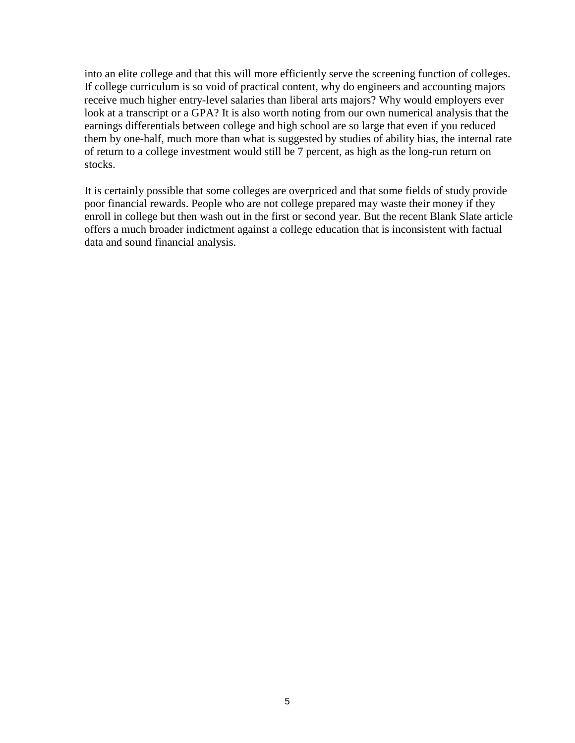into an elite college and that this will more efficiently serve the screening function of colleges. If college curriculum is so void of practical content, why do engineers and accounting majors receive much higher entry-level salaries than liberal arts majors? Why would employers ever look at a transcript or a GPA? It is also worth noting from our own numerical analysis that the earnings differentials between college and high school are so large that even if you reduced them by one-half, much more than what is suggested by studies of ability bias, the internal rate of return to a college investment would still be 7 percent, as high as the long-run return on stocks.

It is certainly possible that some colleges are overpriced and that some fields of study provide poor financial rewards. People who are not college prepared may waste their money if they enroll in college but then wash out in the first or second year. But the recent Blank Slate article offers a much broader indictment against a college education that is inconsistent with factual data and sound financial analysis.